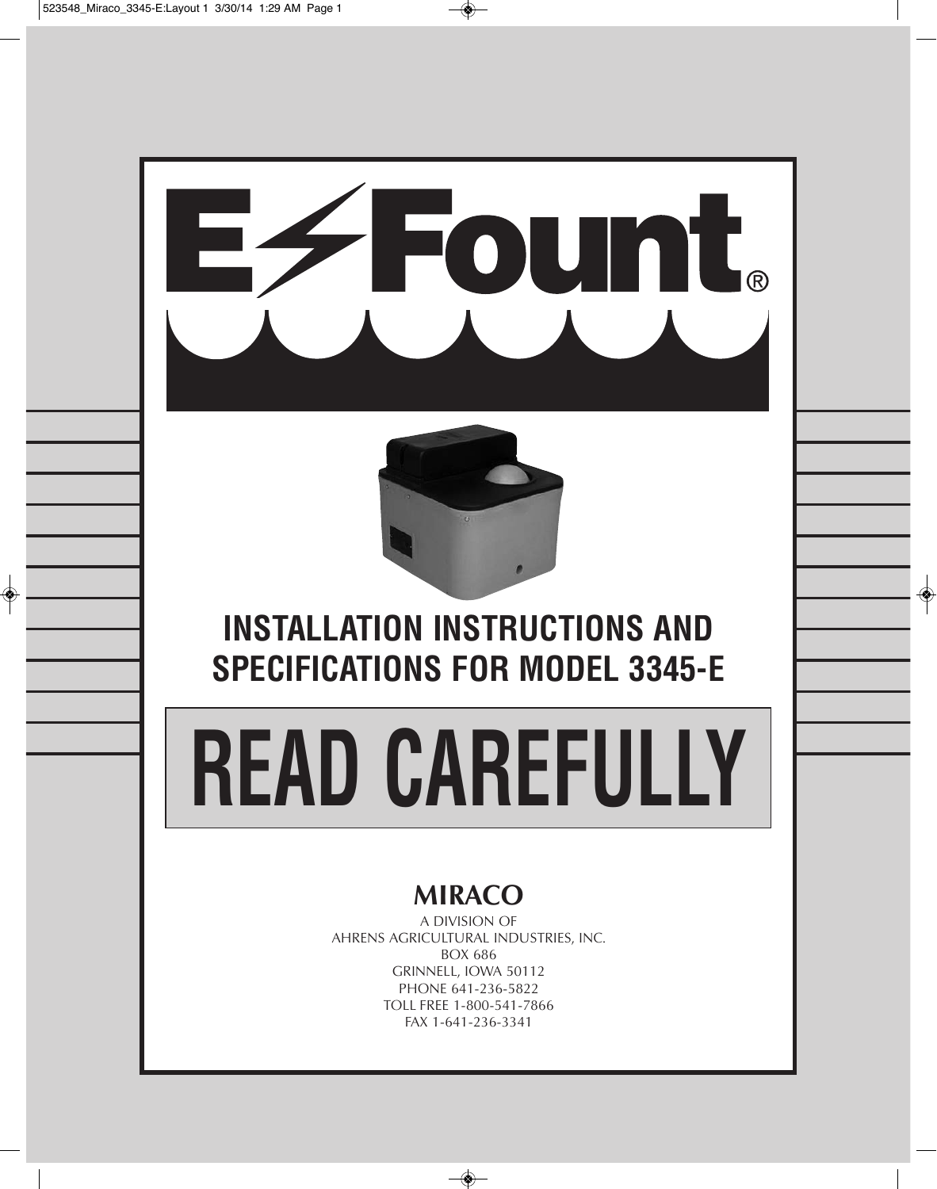# E-Fount®

## INSTALLATION INSTRUCTIONS AND SPECIFICATIONS FOR MODEL 3345-E

# READ CAREFULLY

**MIRACO**

A DIVISION OF
AHRENS AGRICULTURAL INDUSTRIES, INC.
BOX 686
GRINNELL, IOWA 50112
PHONE 641-236-5822
TOLL FREE 1-800-541-7866
FAX 1-641-236-3341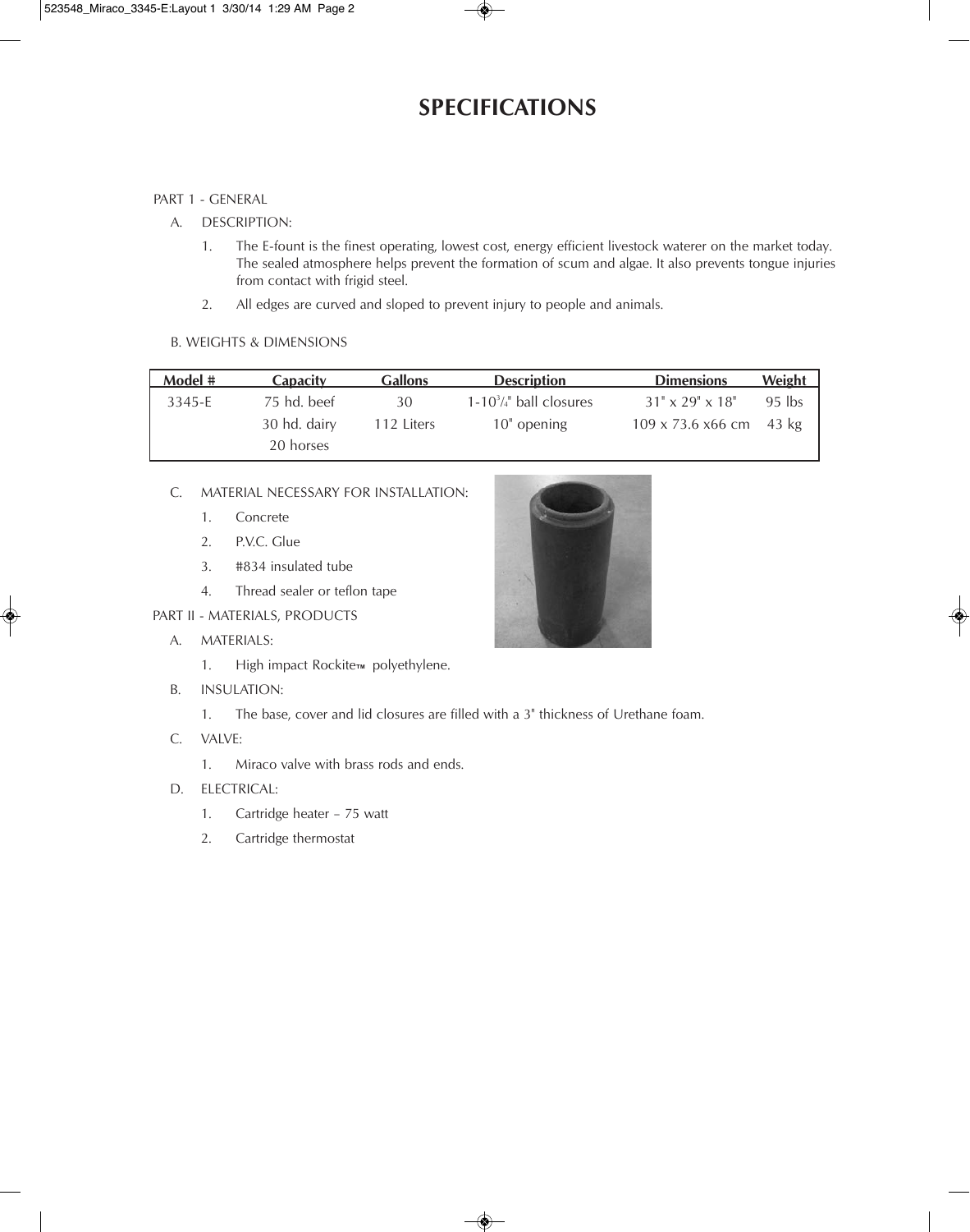# SPECIFICATIONS

PART 1 - GENERAL

A. DESCRIPTION:

1. The E-fount is the finest operating, lowest cost, energy efficient livestock waterer on the market today. The sealed atmosphere helps prevent the formation of scum and algae. It also prevents tongue injuries from contact with frigid steel.
2. All edges are curved and sloped to prevent injury to people and animals.

B. WEIGHTS & DIMENSIONS

| Model # | Capacity | Gallons | Description | Dimensions | Weight |
|---|---|---|---|---|---|
| 3345-E | 75 hd. beef | 30 | 1-10 3/4" ball closures | 31" x 29" x 18" | 95 lbs |
| | 30 hd. dairy | 112 Liters | 10" opening | 109 x 73.6 x66 cm | 43 kg |
| | 20 horses | | | | |

C. MATERIAL NECESSARY FOR INSTALLATION:

1. Concrete
2. P.V.C. Glue
3. #834 insulated tube
4. Thread sealer or teflon tape

PART II - MATERIALS, PRODUCTS

A. MATERIALS:

1. High impact Rockite™ polyethylene.

B. INSULATION:

1. The base, cover and lid closures are filled with a 3" thickness of Urethane foam.

C. VALVE:

1. Miraco valve with brass rods and ends.

D. ELECTRICAL:

1. Cartridge heater – 75 watt
2. Cartridge thermostat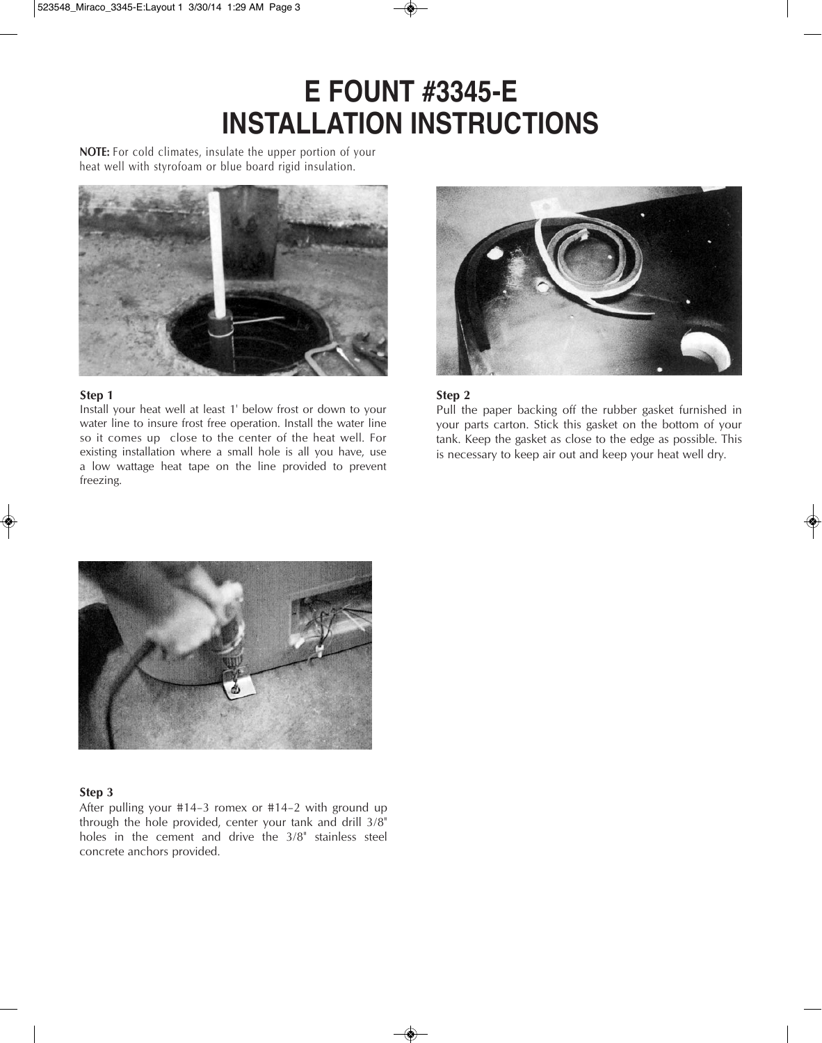# E FOUNT #3345-E INSTALLATION INSTRUCTIONS

**NOTE:** For cold climates, insulate the upper portion of your heat well with styrofoam or blue board rigid insulation.

**Step 1**

Install your heat well at least 1' below frost or down to your water line to insure frost free operation. Install the water line so it comes up close to the center of the heat well. For existing installation where a small hole is all you have, use a low wattage heat tape on the line provided to prevent freezing.

**Step 2**

Pull the paper backing off the rubber gasket furnished in your parts carton. Stick this gasket on the bottom of your tank. Keep the gasket as close to the edge as possible. This is necessary to keep air out and keep your heat well dry.

**Step 3**

After pulling your #14-3 romex or #14-2 with ground up through the hole provided, center your tank and drill 3/8" holes in the cement and drive the 3/8" stainless steel concrete anchors provided.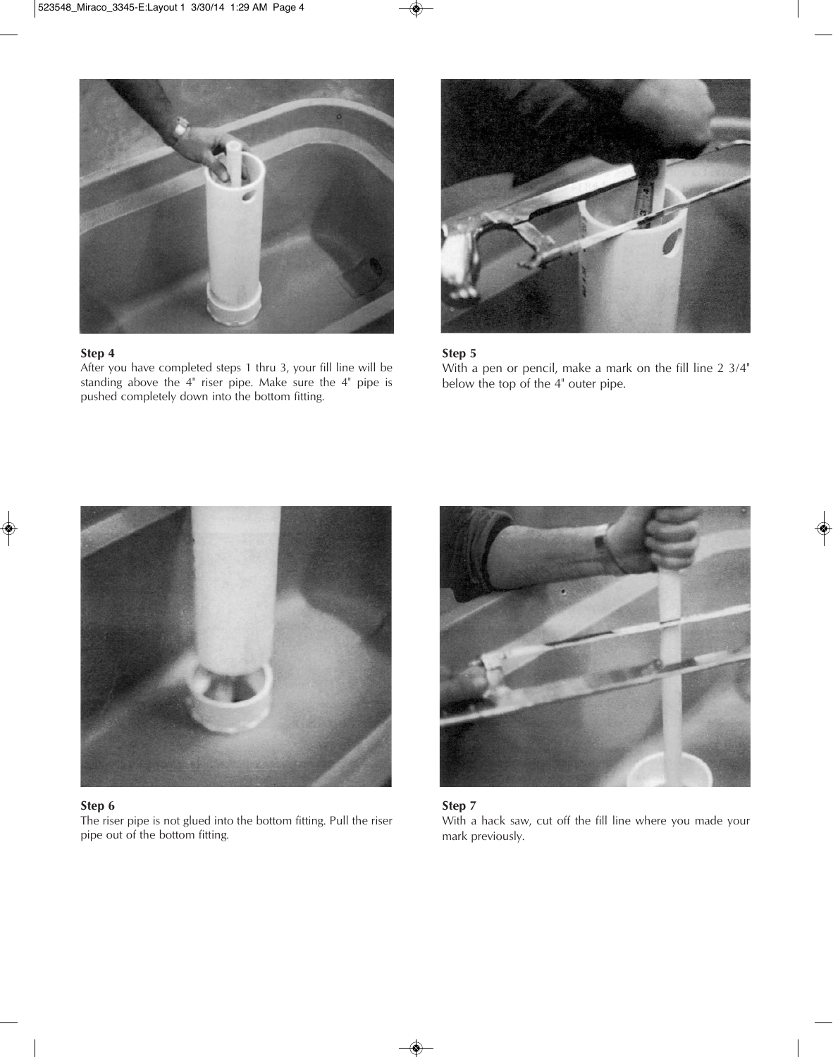**Step 4**

After you have completed steps 1 thru 3, your fill line will be standing above the 4" riser pipe. Make sure the 4" pipe is pushed completely down into the bottom fitting.

**Step 5**

With a pen or pencil, make a mark on the fill line 2 3/4" below the top of the 4" outer pipe.

**Step 6**

The riser pipe is not glued into the bottom fitting. Pull the riser pipe out of the bottom fitting.

**Step 7**

With a hack saw, cut off the fill line where you made your mark previously.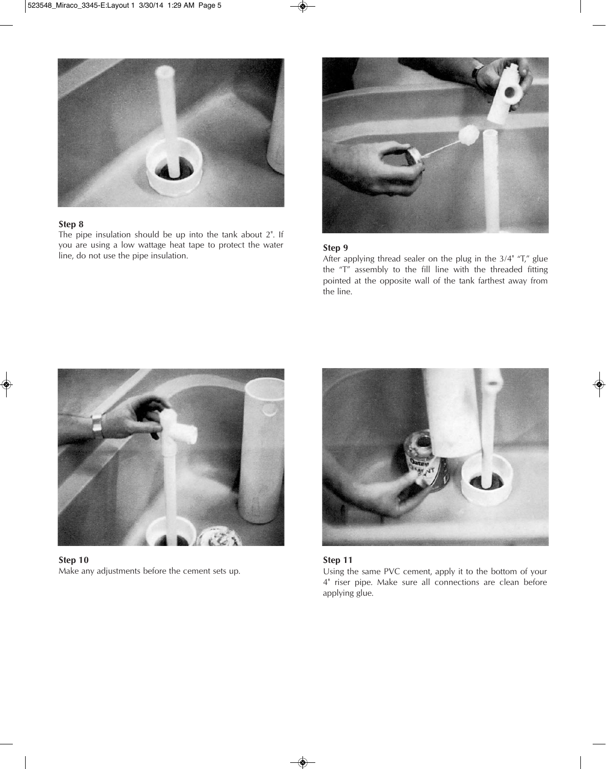**Step 8**
The pipe insulation should be up into the tank about 2". If you are using a low wattage heat tape to protect the water line, do not use the pipe insulation.

**Step 9**
After applying thread sealer on the plug in the 3/4" "T," glue the "T" assembly to the fill line with the threaded fitting pointed at the opposite wall of the tank farthest away from the line.

**Step 10**
Make any adjustments before the cement sets up.

**Step 11**
Using the same PVC cement, apply it to the bottom of your 4" riser pipe. Make sure all connections are clean before applying glue.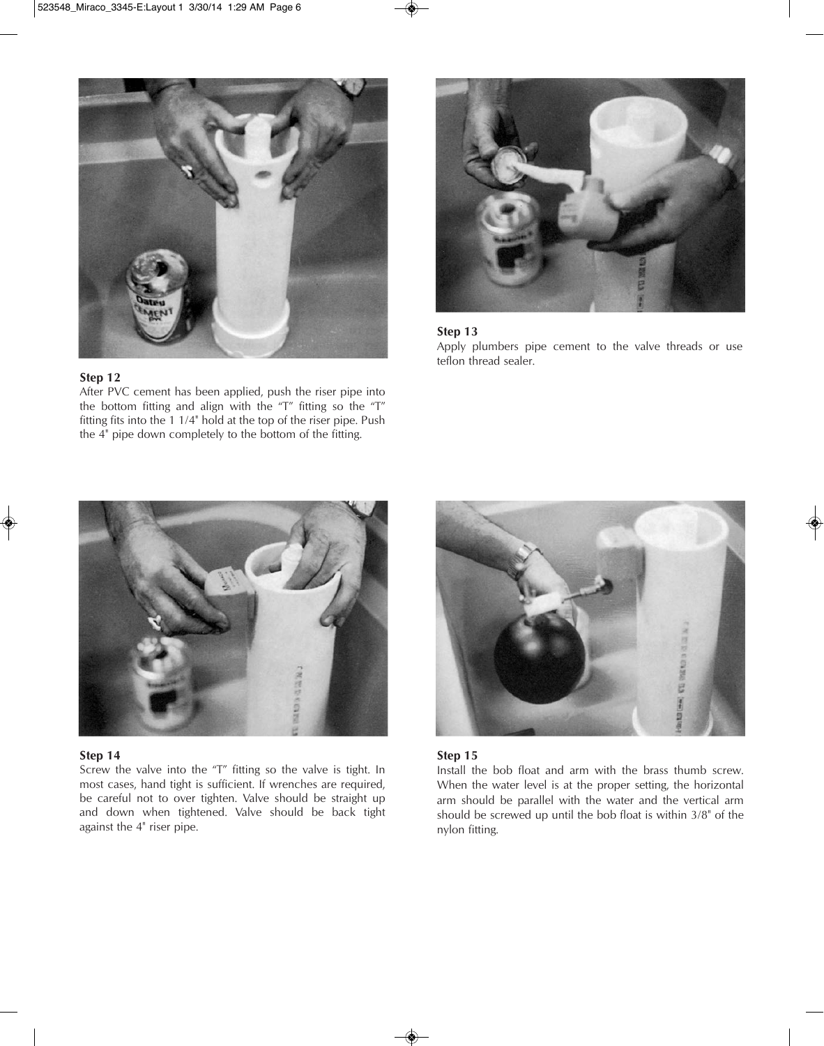**Step 12**

After PVC cement has been applied, push the riser pipe into the bottom fitting and align with the "T" fitting so the "T" fitting fits into the 1 1/4" hold at the top of the riser pipe. Push the 4" pipe down completely to the bottom of the fitting.

**Step 13**

Apply plumbers pipe cement to the valve threads or use teflon thread sealer.

**Step 14**

Screw the valve into the "T" fitting so the valve is tight. In most cases, hand tight is sufficient. If wrenches are required, be careful not to over tighten. Valve should be straight up and down when tightened. Valve should be back tight against the 4" riser pipe.

**Step 15**

Install the bob float and arm with the brass thumb screw. When the water level is at the proper setting, the horizontal arm should be parallel with the water and the vertical arm should be screwed up until the bob float is within 3/8" of the nylon fitting.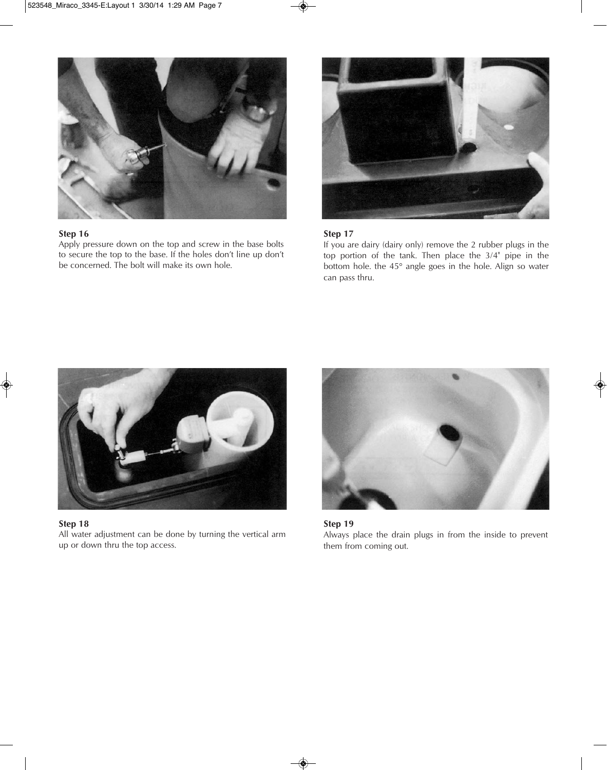### Step 16

Apply pressure down on the top and screw in the base bolts to secure the top to the base. If the holes don't line up don't be concerned. The bolt will make its own hole.

### Step 17

If you are dairy (dairy only) remove the 2 rubber plugs in the top portion of the tank. Then place the 3/4" pipe in the bottom hole. the 45° angle goes in the hole. Align so water can pass thru.

### Step 18

All water adjustment can be done by turning the vertical arm up or down thru the top access.

### Step 19

Always place the drain plugs in from the inside to prevent them from coming out.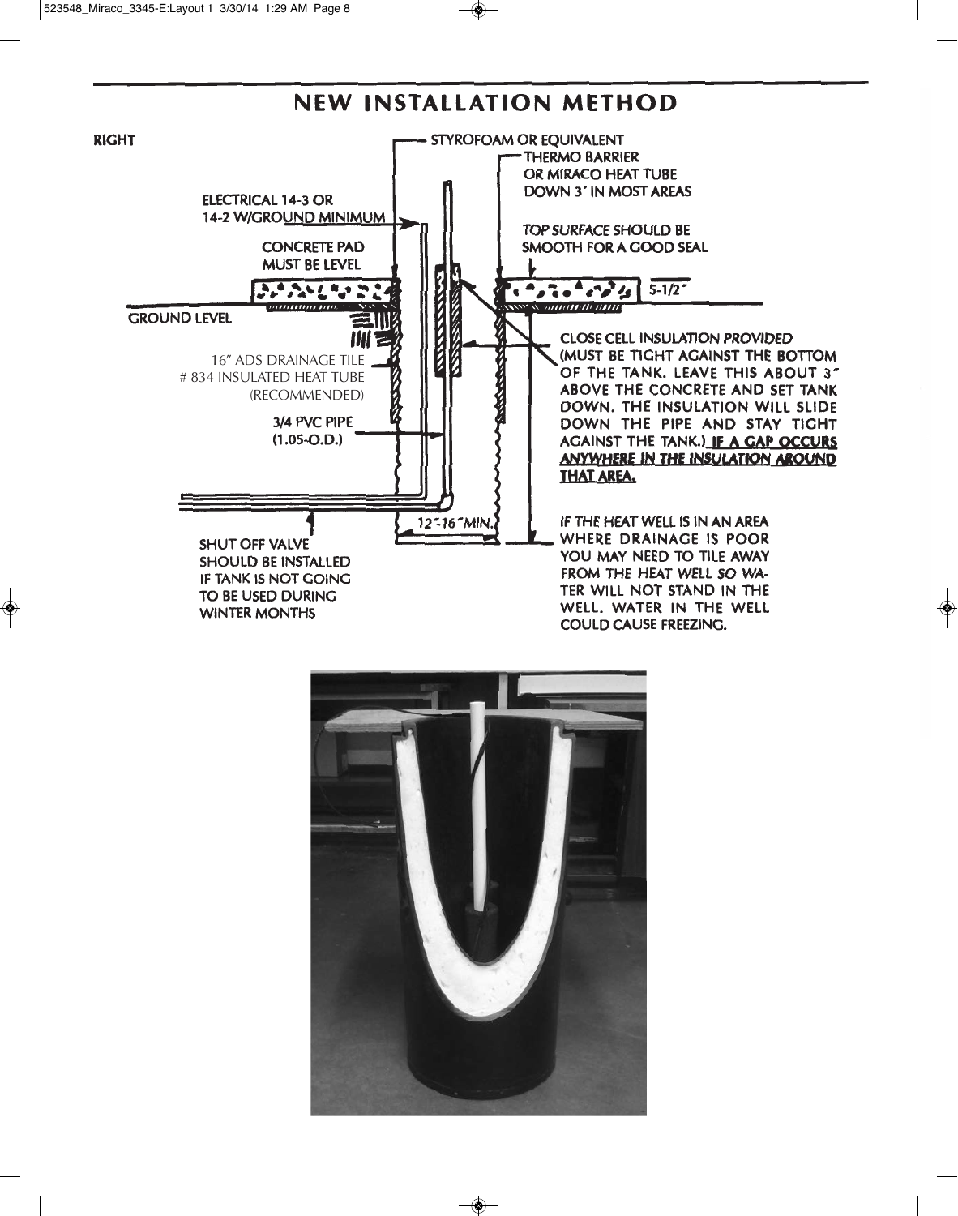# NEW INSTALLATION METHOD

**RIGHT**

STYROFOAM OR EQUIVALENT

THERMO BARRIER OR MIRACO HEAT TUBE DOWN 3' IN MOST AREAS

ELECTRICAL 14-3 OR 14-2 W/GROUND MINIMUM

TOP SURFACE SHOULD BE SMOOTH FOR A GOOD SEAL

CONCRETE PAD MUST BE LEVEL

5-1/2"

GROUND LEVEL

CLOSE CELL INSULATION PROVIDED (MUST BE TIGHT AGAINST THE BOTTOM OF THE TANK. LEAVE THIS ABOUT 3" ABOVE THE CONCRETE AND SET TANK DOWN. THE INSULATION WILL SLIDE DOWN THE PIPE AND STAY TIGHT AGAINST THE TANK.) **IF A GAP OCCURS ANYWHERE IN THE INSULATION AROUND THAT AREA.**

16" ADS DRAINAGE TILE # 834 INSULATED HEAT TUBE (RECOMMENDED)

3/4 PVC PIPE (1.05-O.D.)

12"-16" MIN.

SHUT OFF VALVE SHOULD BE INSTALLED IF TANK IS NOT GOING TO BE USED DURING WINTER MONTHS

IF THE HEAT WELL IS IN AN AREA WHERE DRAINAGE IS POOR YOU MAY NEED TO TILE AWAY FROM THE HEAT WELL SO WATER WILL NOT STAND IN THE WELL. WATER IN THE WELL COULD CAUSE FREEZING.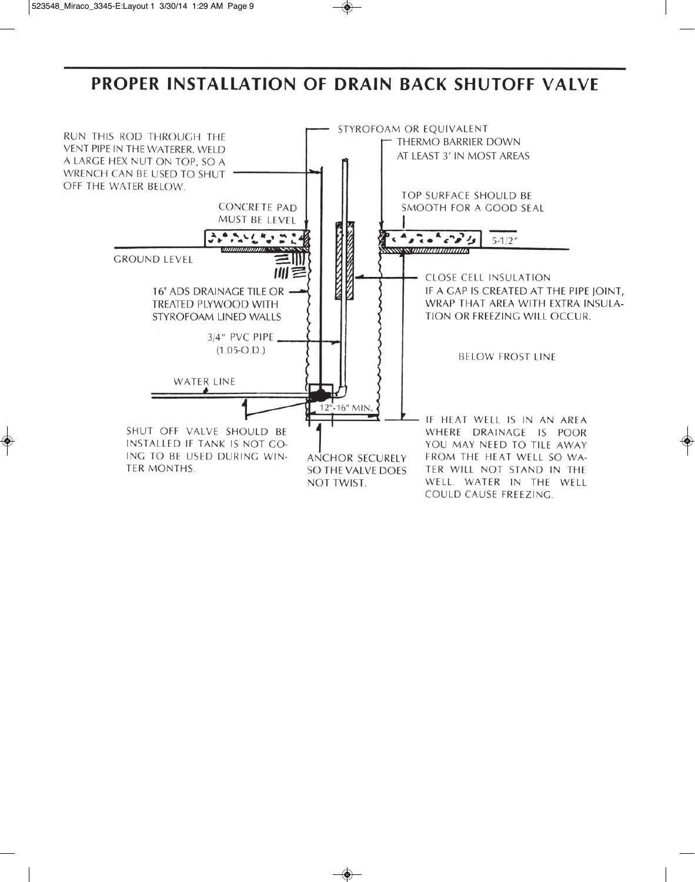# PROPER INSTALLATION OF DRAIN BACK SHUTOFF VALVE

RUN THIS ROD THROUGH THE VENT PIPE IN THE WATERER. WELD A LARGE HEX NUT ON TOP, SO A WRENCH CAN BE USED TO SHUT OFF THE WATER BELOW.

STYROFOAM OR EQUIVALENT

THERMO BARRIER DOWN AT LEAST 3' IN MOST AREAS

CONCRETE PAD MUST BE LEVEL

TOP SURFACE SHOULD BE SMOOTH FOR A GOOD SEAL

5-1/2"

GROUND LEVEL

16" ADS DRAINAGE TILE OR TREATED PLYWOOD WITH STYROFOAM LINED WALLS

CLOSE CELL INSULATION

IF A GAP IS CREATED AT THE PIPE JOINT, WRAP THAT AREA WITH EXTRA INSULATION OR FREEZING WILL OCCUR.

3/4" PVC PIPE (1.05-O.D.)

BELOW FROST LINE

WATER LINE

12"-16" MIN.

SHUT OFF VALVE SHOULD BE INSTALLED IF TANK IS NOT GOING TO BE USED DURING WINTER MONTHS.

ANCHOR SECURELY SO THE VALVE DOES NOT TWIST.

IF HEAT WELL IS IN AN AREA WHERE DRAINAGE IS POOR YOU MAY NEED TO TILE AWAY FROM THE HEAT WELL SO WATER WILL NOT STAND IN THE WELL. WATER IN THE WELL COULD CAUSE FREEZING.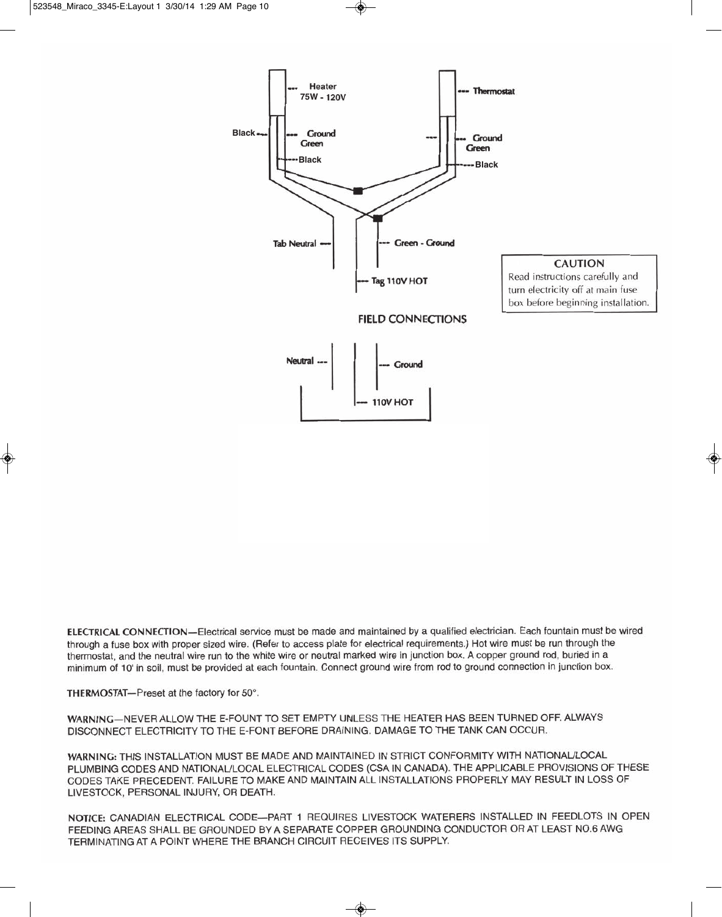Heater 75W - 120V

Thermostat

Black

Ground Green

Black

Ground Green

Black

Tab Neutral

Green - Ground

Tag 110V HOT

**CAUTION**

Read instructions carefully and turn electricity off at main fuse box before beginning installation.

FIELD CONNECTIONS

Neutral

Ground

110V HOT

**ELECTRICAL CONNECTION**—Electrical service must be made and maintained by a qualified electrician. Each fountain must be wired through a fuse box with proper sized wire. (Refer to access plate for electrical requirements.) Hot wire must be run through the thermostat, and the neutral wire run to the white wire or neutral marked wire in junction box. A copper ground rod, buried in a minimum of 10' in soil, must be provided at each fountain. Connect ground wire from rod to ground connection in junction box.

**THERMOSTAT**—Preset at the factory for 50°.

**WARNING**—NEVER ALLOW THE E-FOUNT TO SET EMPTY UNLESS THE HEATER HAS BEEN TURNED OFF. ALWAYS DISCONNECT ELECTRICITY TO THE E-FONT BEFORE DRAINING. DAMAGE TO THE TANK CAN OCCUR.

**WARNING:** THIS INSTALLATION MUST BE MADE AND MAINTAINED IN STRICT CONFORMITY WITH NATIONAL/LOCAL PLUMBING CODES AND NATIONAL/LOCAL ELECTRICAL CODES (CSA IN CANADA). THE APPLICABLE PROVISIONS OF THESE CODES TAKE PRECEDENT. FAILURE TO MAKE AND MAINTAIN ALL INSTALLATIONS PROPERLY MAY RESULT IN LOSS OF LIVESTOCK, PERSONAL INJURY, OR DEATH.

**NOTICE:** CANADIAN ELECTRICAL CODE—PART 1 REQUIRES LIVESTOCK WATERERS INSTALLED IN FEEDLOTS IN OPEN FEEDING AREAS SHALL BE GROUNDED BY A SEPARATE COPPER GROUNDING CONDUCTOR OR AT LEAST NO.6 AWG TERMINATING AT A POINT WHERE THE BRANCH CIRCUIT RECEIVES ITS SUPPLY.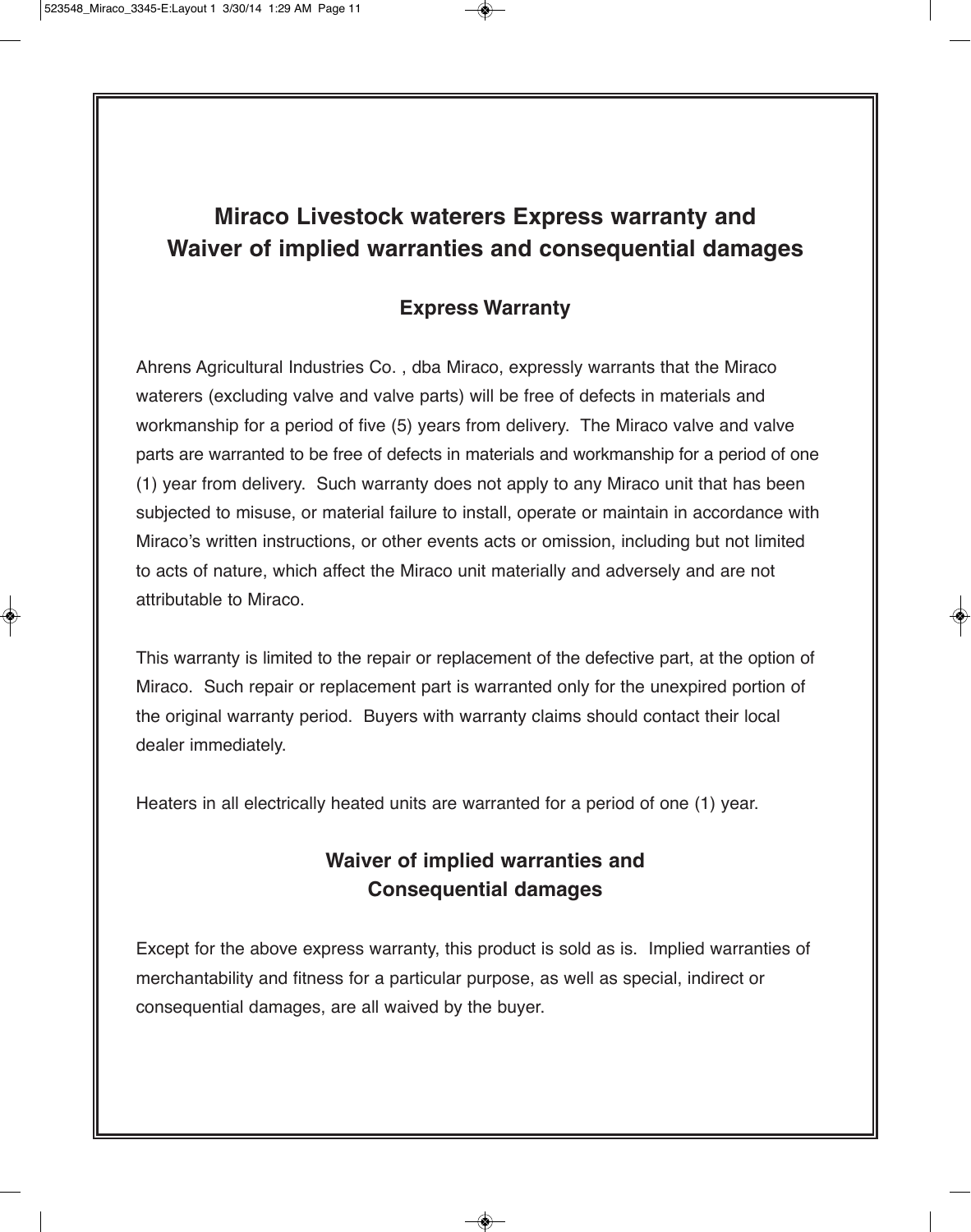# Miraco Livestock waterers Express warranty and Waiver of implied warranties and consequential damages

## Express Warranty

Ahrens Agricultural Industries Co. , dba Miraco, expressly warrants that the Miraco waterers (excluding valve and valve parts) will be free of defects in materials and workmanship for a period of five (5) years from delivery. The Miraco valve and valve parts are warranted to be free of defects in materials and workmanship for a period of one (1) year from delivery. Such warranty does not apply to any Miraco unit that has been subjected to misuse, or material failure to install, operate or maintain in accordance with Miraco's written instructions, or other events acts or omission, including but not limited to acts of nature, which affect the Miraco unit materially and adversely and are not attributable to Miraco.

This warranty is limited to the repair or replacement of the defective part, at the option of Miraco. Such repair or replacement part is warranted only for the unexpired portion of the original warranty period. Buyers with warranty claims should contact their local dealer immediately.

Heaters in all electrically heated units are warranted for a period of one (1) year.

## Waiver of implied warranties and Consequential damages

Except for the above express warranty, this product is sold as is. Implied warranties of merchantability and fitness for a particular purpose, as well as special, indirect or consequential damages, are all waived by the buyer.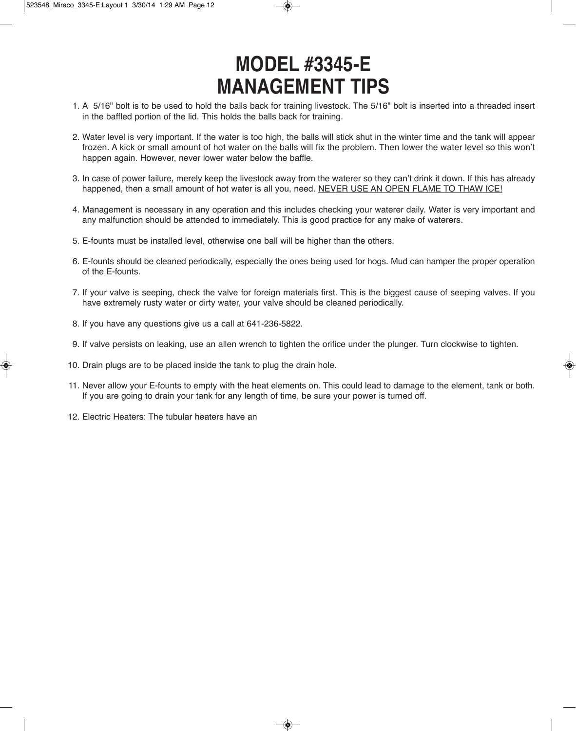# MODEL #3345-E
# MANAGEMENT TIPS

1. A 5/16" bolt is to be used to hold the balls back for training livestock. The 5/16" bolt is inserted into a threaded insert in the baffled portion of the lid. This holds the balls back for training.

2. Water level is very important. If the water is too high, the balls will stick shut in the winter time and the tank will appear frozen. A kick or small amount of hot water on the balls will fix the problem. Then lower the water level so this won't happen again. However, never lower water below the baffle.

3. In case of power failure, merely keep the livestock away from the waterer so they can't drink it down. If this has already happened, then a small amount of hot water is all you, need. NEVER USE AN OPEN FLAME TO THAW ICE!

4. Management is necessary in any operation and this includes checking your waterer daily. Water is very important and any malfunction should be attended to immediately. This is good practice for any make of waterers.

5. E-founts must be installed level, otherwise one ball will be higher than the others.

6. E-founts should be cleaned periodically, especially the ones being used for hogs. Mud can hamper the proper operation of the E-founts.

7. If your valve is seeping, check the valve for foreign materials first. This is the biggest cause of seeping valves. If you have extremely rusty water or dirty water, your valve should be cleaned periodically.

8. If you have any questions give us a call at 641-236-5822.

9. If valve persists on leaking, use an allen wrench to tighten the orifice under the plunger. Turn clockwise to tighten.

10. Drain plugs are to be placed inside the tank to plug the drain hole.

11. Never allow your E-founts to empty with the heat elements on. This could lead to damage to the element, tank or both. If you are going to drain your tank for any length of time, be sure your power is turned off.

12. Electric Heaters: The tubular heaters have an